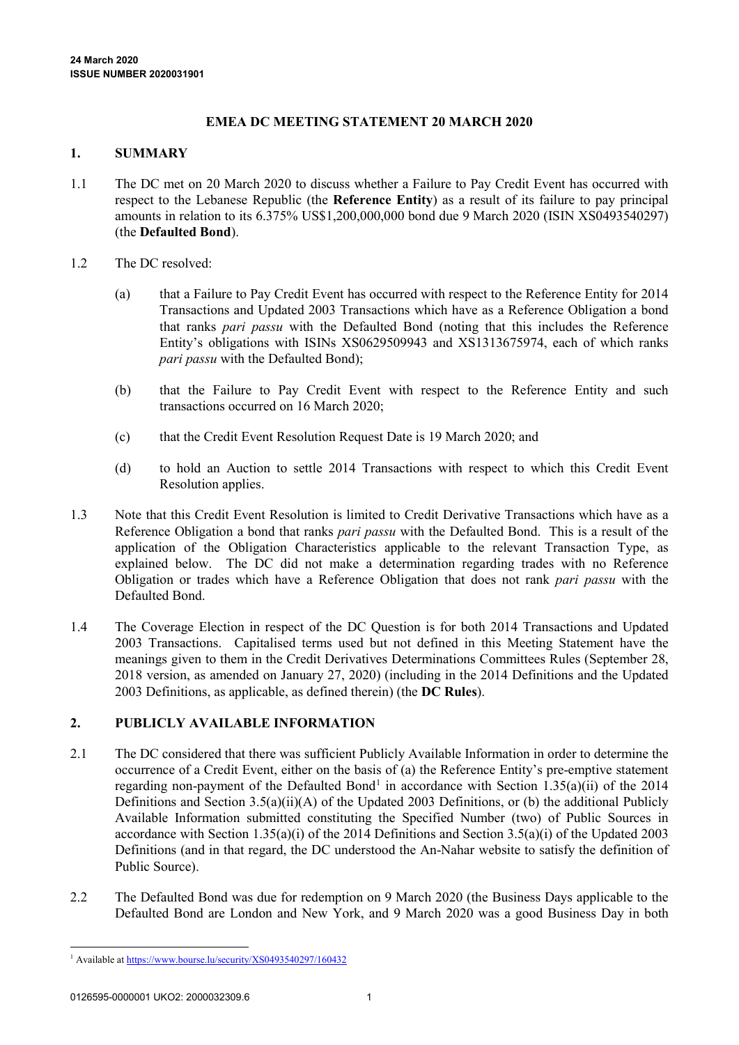**24 March 2020**
**ISSUE NUMBER 2020031901**

# EMEA DC MEETING STATEMENT 20 MARCH 2020

## 1. SUMMARY

1.1 The DC met on 20 March 2020 to discuss whether a Failure to Pay Credit Event has occurred with respect to the Lebanese Republic (the **Reference Entity**) as a result of its failure to pay principal amounts in relation to its 6.375% US$1,200,000,000 bond due 9 March 2020 (ISIN XS0493540297) (the **Defaulted Bond**).

1.2 The DC resolved:

(a) that a Failure to Pay Credit Event has occurred with respect to the Reference Entity for 2014 Transactions and Updated 2003 Transactions which have as a Reference Obligation a bond that ranks *pari passu* with the Defaulted Bond (noting that this includes the Reference Entity's obligations with ISINs XS0629509943 and XS1313675974, each of which ranks *pari passu* with the Defaulted Bond);

(b) that the Failure to Pay Credit Event with respect to the Reference Entity and such transactions occurred on 16 March 2020;

(c) that the Credit Event Resolution Request Date is 19 March 2020; and

(d) to hold an Auction to settle 2014 Transactions with respect to which this Credit Event Resolution applies.

1.3 Note that this Credit Event Resolution is limited to Credit Derivative Transactions which have as a Reference Obligation a bond that ranks *pari passu* with the Defaulted Bond. This is a result of the application of the Obligation Characteristics applicable to the relevant Transaction Type, as explained below. The DC did not make a determination regarding trades with no Reference Obligation or trades which have a Reference Obligation that does not rank *pari passu* with the Defaulted Bond.

1.4 The Coverage Election in respect of the DC Question is for both 2014 Transactions and Updated 2003 Transactions. Capitalised terms used but not defined in this Meeting Statement have the meanings given to them in the Credit Derivatives Determinations Committees Rules (September 28, 2018 version, as amended on January 27, 2020) (including in the 2014 Definitions and the Updated 2003 Definitions, as applicable, as defined therein) (the **DC Rules**).

## 2. PUBLICLY AVAILABLE INFORMATION

2.1 The DC considered that there was sufficient Publicly Available Information in order to determine the occurrence of a Credit Event, either on the basis of (a) the Reference Entity's pre-emptive statement regarding non-payment of the Defaulted Bond[1] in accordance with Section 1.35(a)(ii) of the 2014 Definitions and Section 3.5(a)(ii)(A) of the Updated 2003 Definitions, or (b) the additional Publicly Available Information submitted constituting the Specified Number (two) of Public Sources in accordance with Section 1.35(a)(i) of the 2014 Definitions and Section 3.5(a)(i) of the Updated 2003 Definitions (and in that regard, the DC understood the An-Nahar website to satisfy the definition of Public Source).

2.2 The Defaulted Bond was due for redemption on 9 March 2020 (the Business Days applicable to the Defaulted Bond are London and New York, and 9 March 2020 was a good Business Day in both

[1] Available at https://www.bourse.lu/security/XS0493540297/160432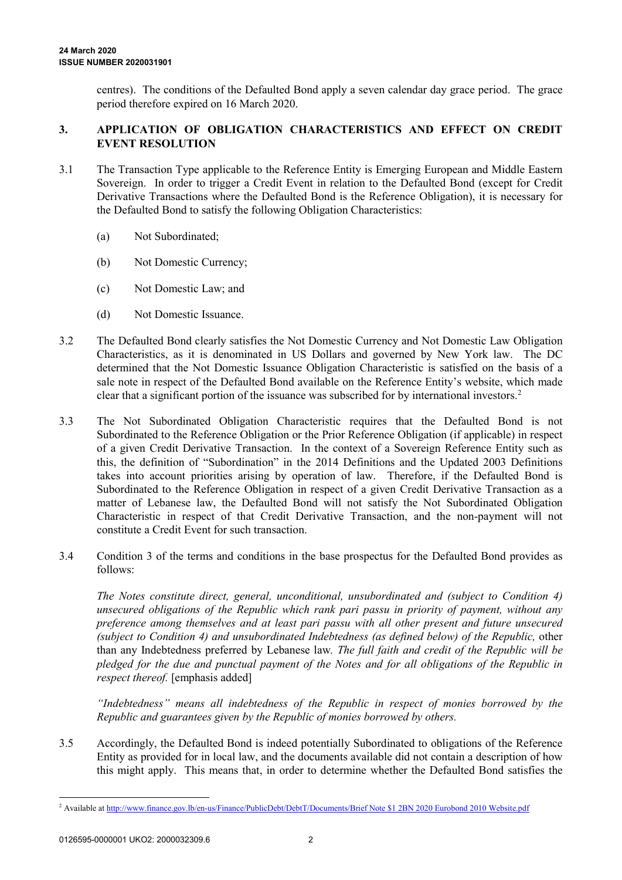centres). The conditions of the Defaulted Bond apply a seven calendar day grace period. The grace period therefore expired on 16 March 2020.

## 3. APPLICATION OF OBLIGATION CHARACTERISTICS AND EFFECT ON CREDIT EVENT RESOLUTION

3.1 The Transaction Type applicable to the Reference Entity is Emerging European and Middle Eastern Sovereign. In order to trigger a Credit Event in relation to the Defaulted Bond (except for Credit Derivative Transactions where the Defaulted Bond is the Reference Obligation), it is necessary for the Defaulted Bond to satisfy the following Obligation Characteristics:

(a) Not Subordinated;

(b) Not Domestic Currency;

(c) Not Domestic Law; and

(d) Not Domestic Issuance.

3.2 The Defaulted Bond clearly satisfies the Not Domestic Currency and Not Domestic Law Obligation Characteristics, as it is denominated in US Dollars and governed by New York law. The DC determined that the Not Domestic Issuance Obligation Characteristic is satisfied on the basis of a sale note in respect of the Defaulted Bond available on the Reference Entity's website, which made clear that a significant portion of the issuance was subscribed for by international investors.[2]

3.3 The Not Subordinated Obligation Characteristic requires that the Defaulted Bond is not Subordinated to the Reference Obligation or the Prior Reference Obligation (if applicable) in respect of a given Credit Derivative Transaction. In the context of a Sovereign Reference Entity such as this, the definition of "Subordination" in the 2014 Definitions and the Updated 2003 Definitions takes into account priorities arising by operation of law. Therefore, if the Defaulted Bond is Subordinated to the Reference Obligation in respect of a given Credit Derivative Transaction as a matter of Lebanese law, the Defaulted Bond will not satisfy the Not Subordinated Obligation Characteristic in respect of that Credit Derivative Transaction, and the non-payment will not constitute a Credit Event for such transaction.

3.4 Condition 3 of the terms and conditions in the base prospectus for the Defaulted Bond provides as follows:

*The Notes constitute direct, general, unconditional, unsubordinated and (subject to Condition 4) unsecured obligations of the Republic which rank pari passu in priority of payment, without any preference among themselves and at least pari passu with all other present and future unsecured (subject to Condition 4) and unsubordinated Indebtedness (as defined below) of the Republic,* other than any Indebtedness preferred by Lebanese law*. The full faith and credit of the Republic will be pledged for the due and punctual payment of the Notes and for all obligations of the Republic in respect thereof.* [emphasis added]

*"Indebtedness" means all indebtedness of the Republic in respect of monies borrowed by the Republic and guarantees given by the Republic of monies borrowed by others.*

3.5 Accordingly, the Defaulted Bond is indeed potentially Subordinated to obligations of the Reference Entity as provided for in local law, and the documents available did not contain a description of how this might apply. This means that, in order to determine whether the Defaulted Bond satisfies the

---

[2] Available at http://www.finance.gov.lb/en-us/Finance/PublicDebt/DebtT/Documents/Brief Note $1 2BN 2020 Eurobond 2010 Website.pdf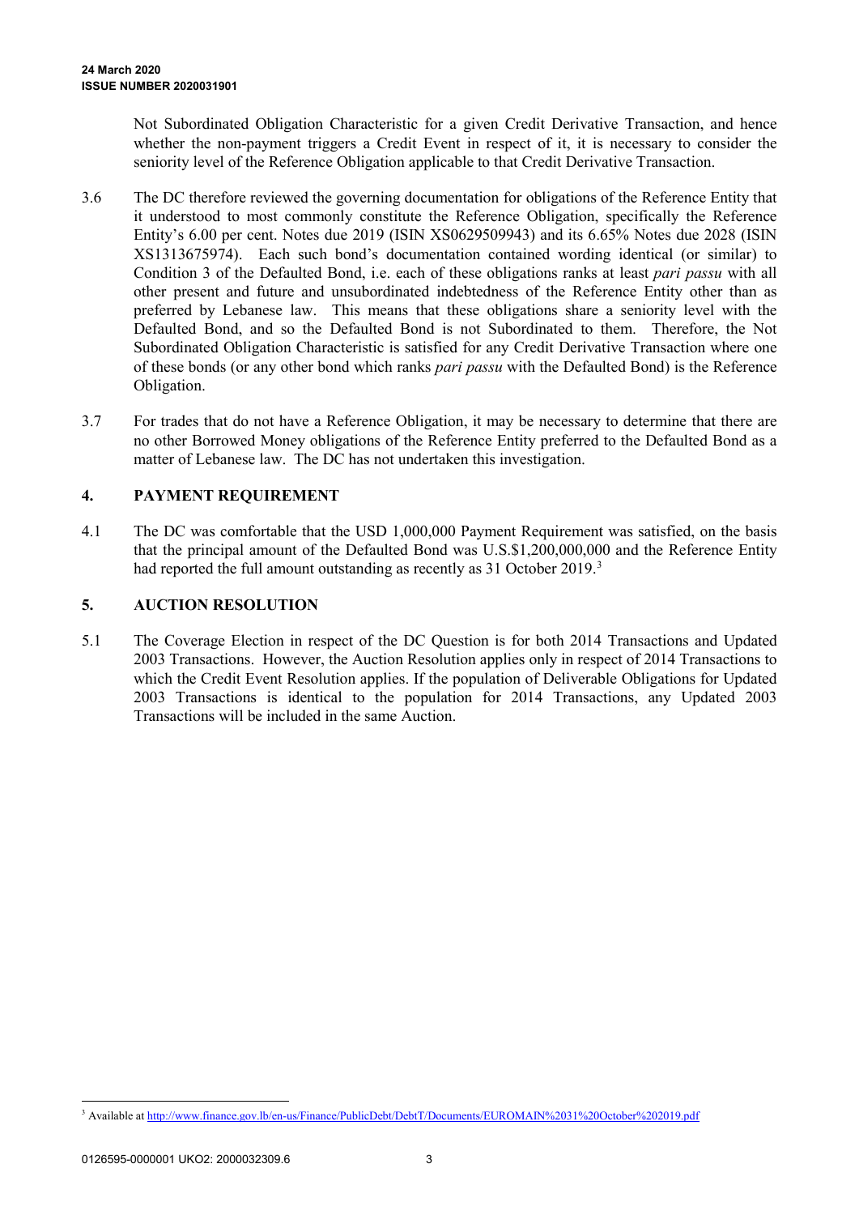Not Subordinated Obligation Characteristic for a given Credit Derivative Transaction, and hence whether the non-payment triggers a Credit Event in respect of it, it is necessary to consider the seniority level of the Reference Obligation applicable to that Credit Derivative Transaction.

3.6 The DC therefore reviewed the governing documentation for obligations of the Reference Entity that it understood to most commonly constitute the Reference Obligation, specifically the Reference Entity's 6.00 per cent. Notes due 2019 (ISIN XS0629509943) and its 6.65% Notes due 2028 (ISIN XS1313675974). Each such bond's documentation contained wording identical (or similar) to Condition 3 of the Defaulted Bond, i.e. each of these obligations ranks at least *pari passu* with all other present and future and unsubordinated indebtedness of the Reference Entity other than as preferred by Lebanese law. This means that these obligations share a seniority level with the Defaulted Bond, and so the Defaulted Bond is not Subordinated to them. Therefore, the Not Subordinated Obligation Characteristic is satisfied for any Credit Derivative Transaction where one of these bonds (or any other bond which ranks *pari passu* with the Defaulted Bond) is the Reference Obligation.

3.7 For trades that do not have a Reference Obligation, it may be necessary to determine that there are no other Borrowed Money obligations of the Reference Entity preferred to the Defaulted Bond as a matter of Lebanese law. The DC has not undertaken this investigation.

## 4. PAYMENT REQUIREMENT

4.1 The DC was comfortable that the USD 1,000,000 Payment Requirement was satisfied, on the basis that the principal amount of the Defaulted Bond was U.S.$1,200,000,000 and the Reference Entity had reported the full amount outstanding as recently as 31 October 2019.[3]

## 5. AUCTION RESOLUTION

5.1 The Coverage Election in respect of the DC Question is for both 2014 Transactions and Updated 2003 Transactions. However, the Auction Resolution applies only in respect of 2014 Transactions to which the Credit Event Resolution applies. If the population of Deliverable Obligations for Updated 2003 Transactions is identical to the population for 2014 Transactions, any Updated 2003 Transactions will be included in the same Auction.

[3] Available at http://www.finance.gov.lb/en-us/Finance/PublicDebt/DebtT/Documents/EUROMAIN%2031%20October%202019.pdf